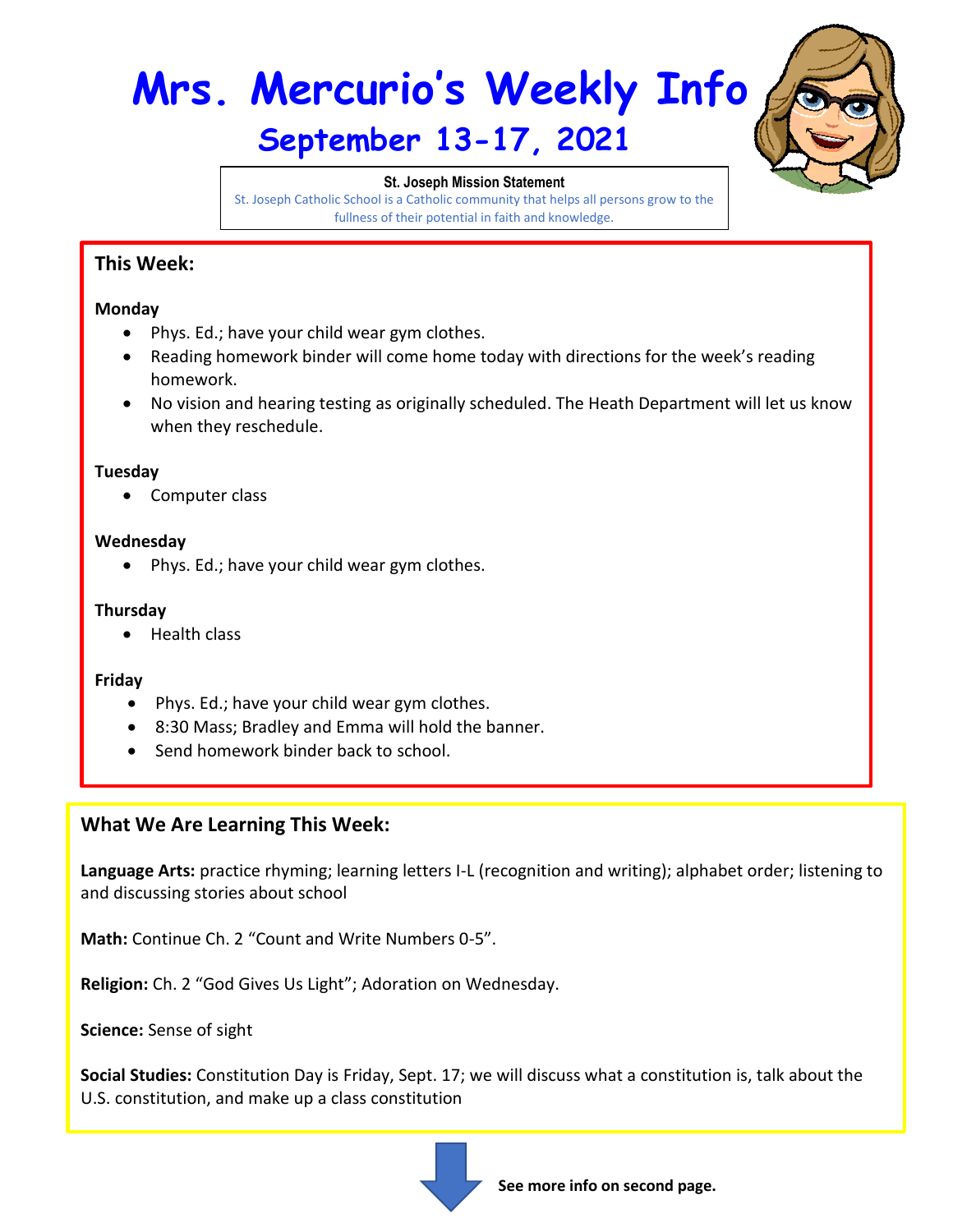# Mrs. Mercurio's Weekly Info

## September 13-17, 2021

**St. Joseph Mission Statement**
St. Joseph Catholic School is a Catholic community that helps all persons grow to the fullness of their potential in faith and knowledge.

### This Week:

**Monday**

- Phys. Ed.; have your child wear gym clothes.
- Reading homework binder will come home today with directions for the week's reading homework.
- No vision and hearing testing as originally scheduled. The Heath Department will let us know when they reschedule.

**Tuesday**

- Computer class

**Wednesday**

- Phys. Ed.; have your child wear gym clothes.

**Thursday**

- Health class

**Friday**

- Phys. Ed.; have your child wear gym clothes.
- 8:30 Mass; Bradley and Emma will hold the banner.
- Send homework binder back to school.

### What We Are Learning This Week:

**Language Arts:** practice rhyming; learning letters I-L (recognition and writing); alphabet order; listening to and discussing stories about school

**Math:** Continue Ch. 2 "Count and Write Numbers 0-5".

**Religion:** Ch. 2 "God Gives Us Light"; Adoration on Wednesday.

**Science:** Sense of sight

**Social Studies:** Constitution Day is Friday, Sept. 17; we will discuss what a constitution is, talk about the U.S. constitution, and make up a class constitution

**See more info on second page.**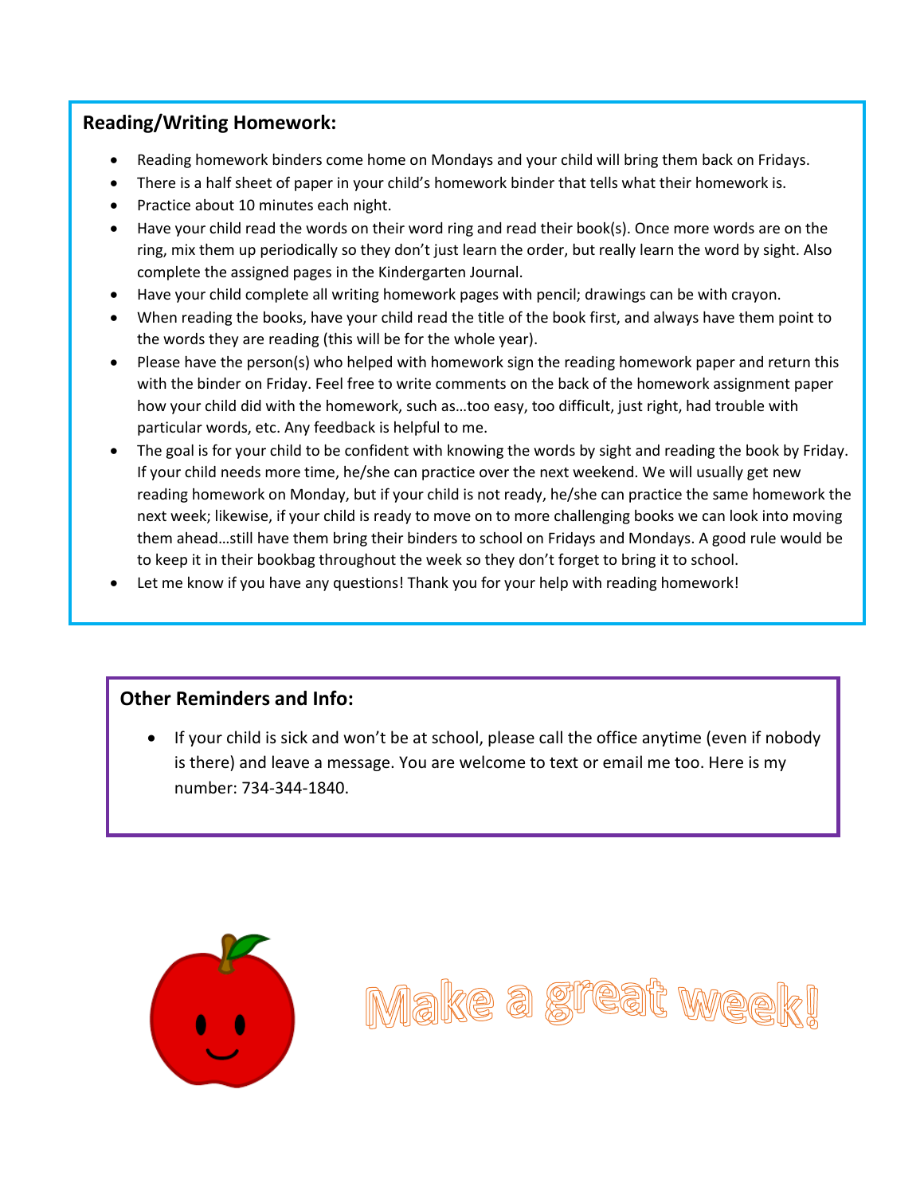## Reading/Writing Homework:

- Reading homework binders come home on Mondays and your child will bring them back on Fridays.
- There is a half sheet of paper in your child's homework binder that tells what their homework is.
- Practice about 10 minutes each night.
- Have your child read the words on their word ring and read their book(s). Once more words are on the ring, mix them up periodically so they don't just learn the order, but really learn the word by sight. Also complete the assigned pages in the Kindergarten Journal.
- Have your child complete all writing homework pages with pencil; drawings can be with crayon.
- When reading the books, have your child read the title of the book first, and always have them point to the words they are reading (this will be for the whole year).
- Please have the person(s) who helped with homework sign the reading homework paper and return this with the binder on Friday. Feel free to write comments on the back of the homework assignment paper how your child did with the homework, such as…too easy, too difficult, just right, had trouble with particular words, etc. Any feedback is helpful to me.
- The goal is for your child to be confident with knowing the words by sight and reading the book by Friday. If your child needs more time, he/she can practice over the next weekend. We will usually get new reading homework on Monday, but if your child is not ready, he/she can practice the same homework the next week; likewise, if your child is ready to move on to more challenging books we can look into moving them ahead…still have them bring their binders to school on Fridays and Mondays. A good rule would be to keep it in their bookbag throughout the week so they don't forget to bring it to school.
- Let me know if you have any questions! Thank you for your help with reading homework!

## Other Reminders and Info:

- If your child is sick and won't be at school, please call the office anytime (even if nobody is there) and leave a message. You are welcome to text or email me too. Here is my number: 734-344-1840.

Make a great week!